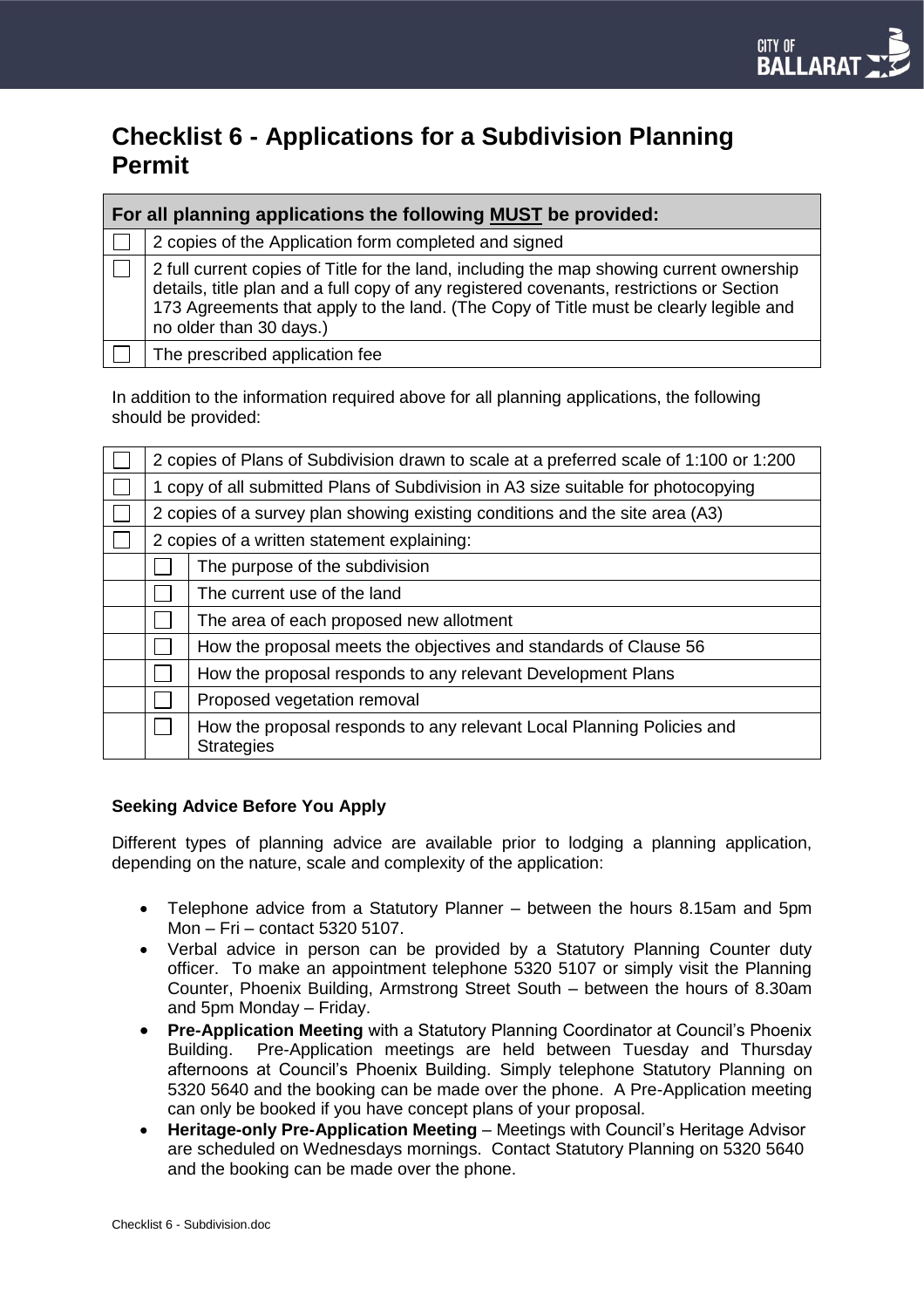# Checklist 6 - Applications for a Subdivision Planning Permit

| | For all planning applications the following **MUST** be provided: |
|---|---|
| ☐ | 2 copies of the Application form completed and signed |
| ☐ | 2 full current copies of Title for the land, including the map showing current ownership details, title plan and a full copy of any registered covenants, restrictions or Section 173 Agreements that apply to the land. (The Copy of Title must be clearly legible and no older than 30 days.) |
| ☐ | The prescribed application fee |

In addition to the information required above for all planning applications, the following should be provided:

| | | |
|---|---|---|
| ☐ | 2 copies of Plans of Subdivision drawn to scale at a preferred scale of 1:100 or 1:200 | |
| ☐ | 1 copy of all submitted Plans of Subdivision in A3 size suitable for photocopying | |
| ☐ | 2 copies of a survey plan showing existing conditions and the site area (A3) | |
| ☐ | 2 copies of a written statement explaining: | |
| | ☐ | The purpose of the subdivision |
| | ☐ | The current use of the land |
| | ☐ | The area of each proposed new allotment |
| | ☐ | How the proposal meets the objectives and standards of Clause 56 |
| | ☐ | How the proposal responds to any relevant Development Plans |
| | ☐ | Proposed vegetation removal |
| | ☐ | How the proposal responds to any relevant Local Planning Policies and Strategies |

**Seeking Advice Before You Apply**

Different types of planning advice are available prior to lodging a planning application, depending on the nature, scale and complexity of the application:

- Telephone advice from a Statutory Planner – between the hours 8.15am and 5pm Mon – Fri – contact 5320 5107.
- Verbal advice in person can be provided by a Statutory Planning Counter duty officer. To make an appointment telephone 5320 5107 or simply visit the Planning Counter, Phoenix Building, Armstrong Street South – between the hours of 8.30am and 5pm Monday – Friday.
- **Pre-Application Meeting** with a Statutory Planning Coordinator at Council's Phoenix Building. Pre-Application meetings are held between Tuesday and Thursday afternoons at Council's Phoenix Building. Simply telephone Statutory Planning on 5320 5640 and the booking can be made over the phone. A Pre-Application meeting can only be booked if you have concept plans of your proposal.
- **Heritage-only Pre-Application Meeting** – Meetings with Council's Heritage Advisor are scheduled on Wednesdays mornings. Contact Statutory Planning on 5320 5640 and the booking can be made over the phone.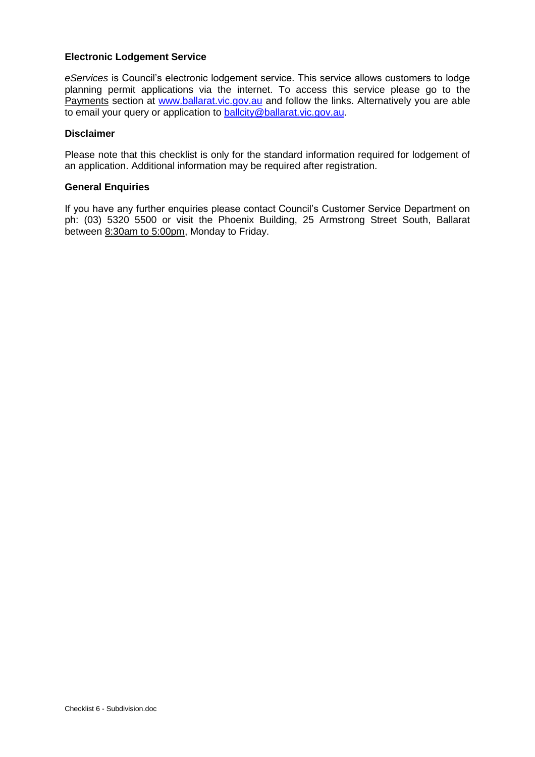### Electronic Lodgement Service

*eServices* is Council's electronic lodgement service. This service allows customers to lodge planning permit applications via the internet. To access this service please go to the Payments section at www.ballarat.vic.gov.au and follow the links. Alternatively you are able to email your query or application to ballcity@ballarat.vic.gov.au.

### Disclaimer

Please note that this checklist is only for the standard information required for lodgement of an application. Additional information may be required after registration.

### General Enquiries

If you have any further enquiries please contact Council's Customer Service Department on ph: (03) 5320 5500 or visit the Phoenix Building, 25 Armstrong Street South, Ballarat between 8:30am to 5:00pm, Monday to Friday.